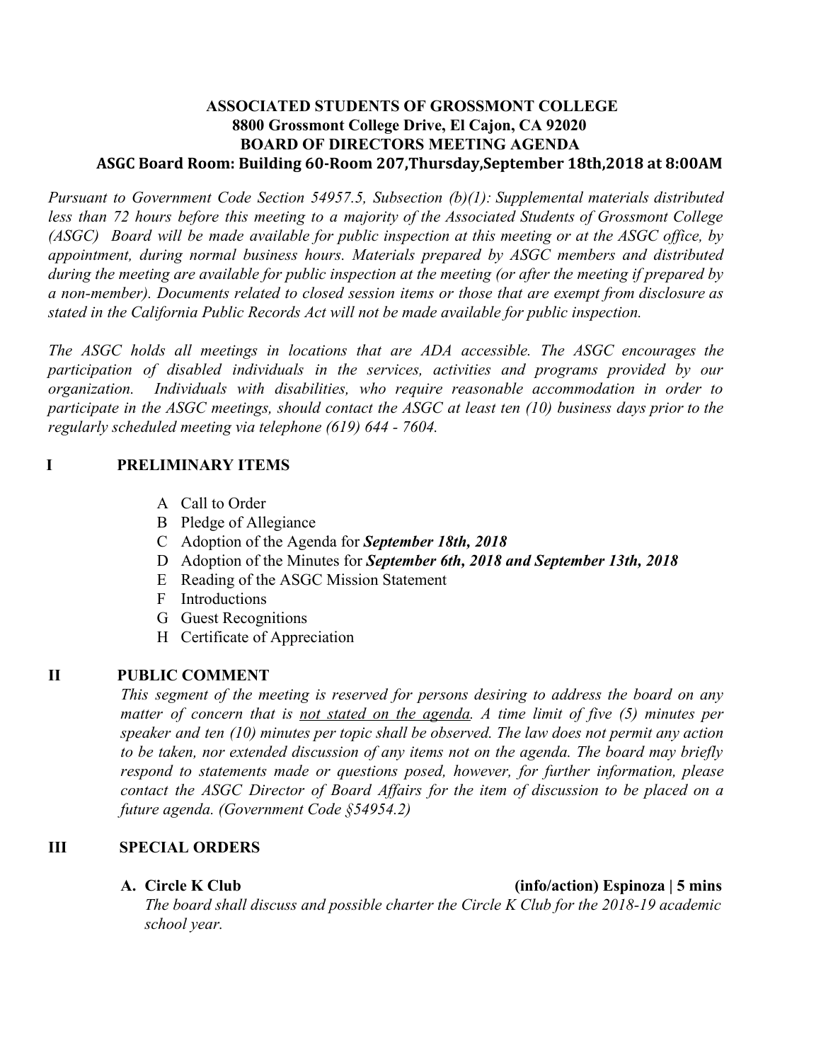**ASSOCIATED STUDENTS OF GROSSMONT COLLEGE**
**8800 Grossmont College Drive, El Cajon, CA 92020**
**BOARD OF DIRECTORS MEETING AGENDA**
**ASGC Board Room: Building 60-Room 207,Thursday,September 18th,2018 at 8:00AM**

*Pursuant to Government Code Section 54957.5, Subsection (b)(1): Supplemental materials distributed less than 72 hours before this meeting to a majority of the Associated Students of Grossmont College (ASGC) Board will be made available for public inspection at this meeting or at the ASGC office, by appointment, during normal business hours. Materials prepared by ASGC members and distributed during the meeting are available for public inspection at the meeting (or after the meeting if prepared by a non-member). Documents related to closed session items or those that are exempt from disclosure as stated in the California Public Records Act will not be made available for public inspection.*

*The ASGC holds all meetings in locations that are ADA accessible. The ASGC encourages the participation of disabled individuals in the services, activities and programs provided by our organization. Individuals with disabilities, who require reasonable accommodation in order to participate in the ASGC meetings, should contact the ASGC at least ten (10) business days prior to the regularly scheduled meeting via telephone (619) 644 - 7604.*

## I PRELIMINARY ITEMS

- A Call to Order
- B Pledge of Allegiance
- C Adoption of the Agenda for ***September 18th, 2018***
- D Adoption of the Minutes for ***September 6th, 2018 and September 13th, 2018***
- E Reading of the ASGC Mission Statement
- F Introductions
- G Guest Recognitions
- H Certificate of Appreciation

## II PUBLIC COMMENT

*This segment of the meeting is reserved for persons desiring to address the board on any matter of concern that is <u>not stated on the agenda</u>. A time limit of five (5) minutes per speaker and ten (10) minutes per topic shall be observed. The law does not permit any action to be taken, nor extended discussion of any items not on the agenda. The board may briefly respond to statements made or questions posed, however, for further information, please contact the ASGC Director of Board Affairs for the item of discussion to be placed on a future agenda. (Government Code §54954.2)*

## III SPECIAL ORDERS

**A. Circle K Club** **(info/action) Espinoza | 5 mins**

*The board shall discuss and possible charter the Circle K Club for the 2018-19 academic school year.*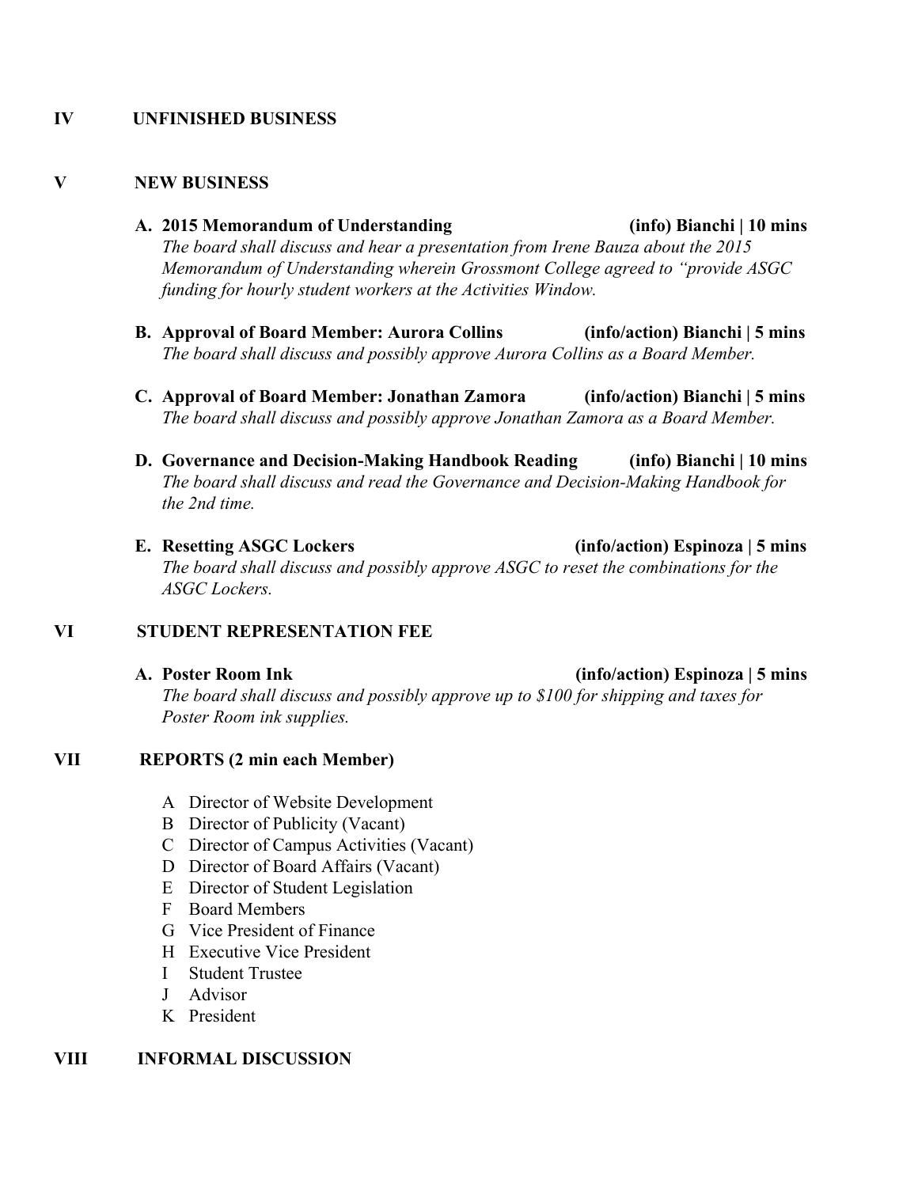## IV UNFINISHED BUSINESS

## V NEW BUSINESS

**A. 2015 Memorandum of Understanding** **(info) Bianchi | 10 mins**
*The board shall discuss and hear a presentation from Irene Bauza about the 2015 Memorandum of Understanding wherein Grossmont College agreed to "provide ASGC funding for hourly student workers at the Activities Window.*

**B. Approval of Board Member: Aurora Collins** **(info/action) Bianchi | 5 mins**
*The board shall discuss and possibly approve Aurora Collins as a Board Member.*

**C. Approval of Board Member: Jonathan Zamora** **(info/action) Bianchi | 5 mins**
*The board shall discuss and possibly approve Jonathan Zamora as a Board Member.*

**D. Governance and Decision-Making Handbook Reading** **(info) Bianchi | 10 mins**
*The board shall discuss and read the Governance and Decision-Making Handbook for the 2nd time.*

**E. Resetting ASGC Lockers** **(info/action) Espinoza | 5 mins**
*The board shall discuss and possibly approve ASGC to reset the combinations for the ASGC Lockers.*

## VI STUDENT REPRESENTATION FEE

**A. Poster Room Ink** **(info/action) Espinoza | 5 mins**
*The board shall discuss and possibly approve up to $100 for shipping and taxes for Poster Room ink supplies.*

## VII REPORTS (2 min each Member)

A Director of Website Development
B Director of Publicity (Vacant)
C Director of Campus Activities (Vacant)
D Director of Board Affairs (Vacant)
E Director of Student Legislation
F Board Members
G Vice President of Finance
H Executive Vice President
I Student Trustee
J Advisor
K President

## VIII INFORMAL DISCUSSION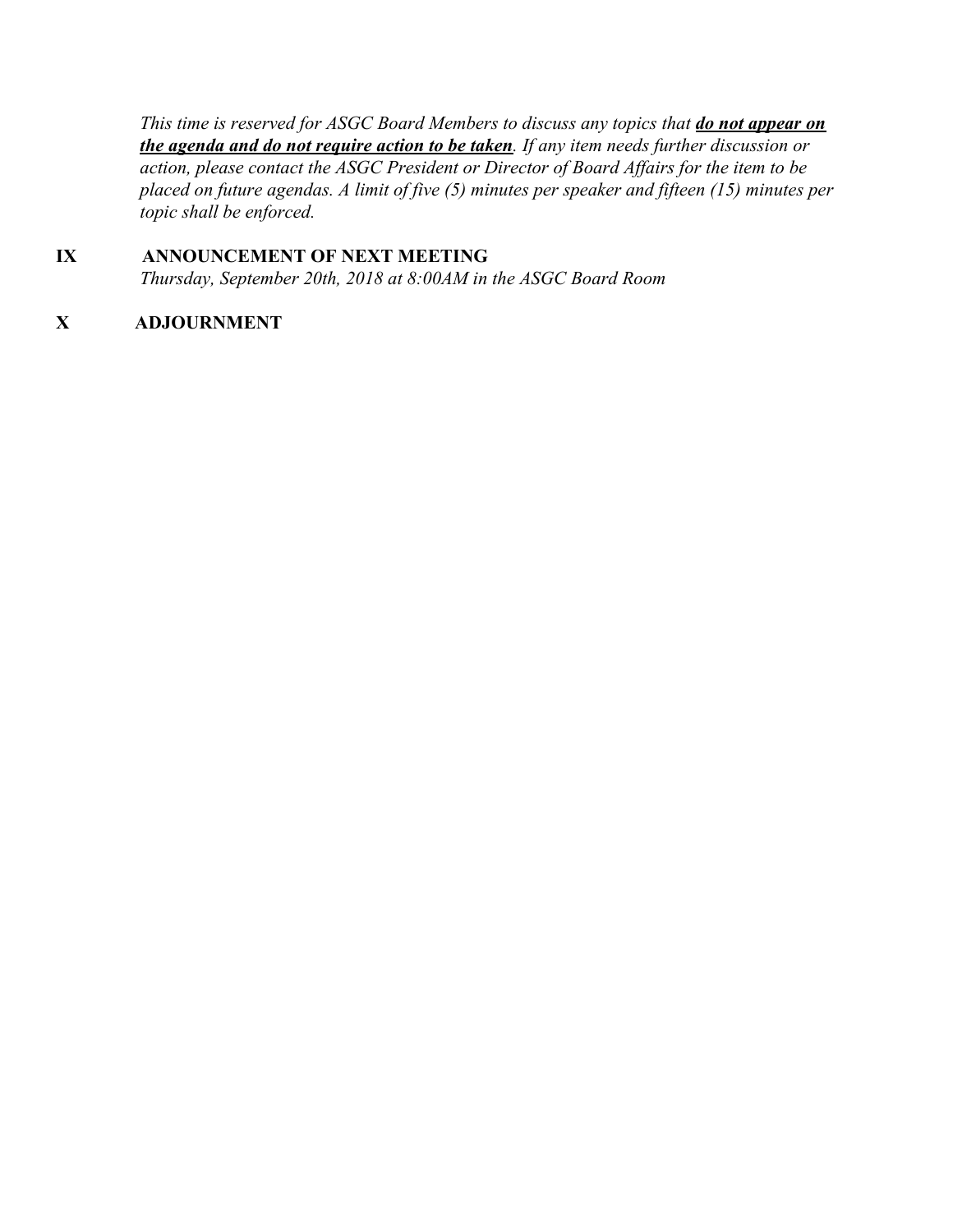*This time is reserved for ASGC Board Members to discuss any topics that* ***do not appear on the agenda and do not require action to be taken****. If any item needs further discussion or action, please contact the ASGC President or Director of Board Affairs for the item to be placed on future agendas. A limit of five (5) minutes per speaker and fifteen (15) minutes per topic shall be enforced.*

## IX ANNOUNCEMENT OF NEXT MEETING

*Thursday, September 20th, 2018 at 8:00AM in the ASGC Board Room*

## X ADJOURNMENT